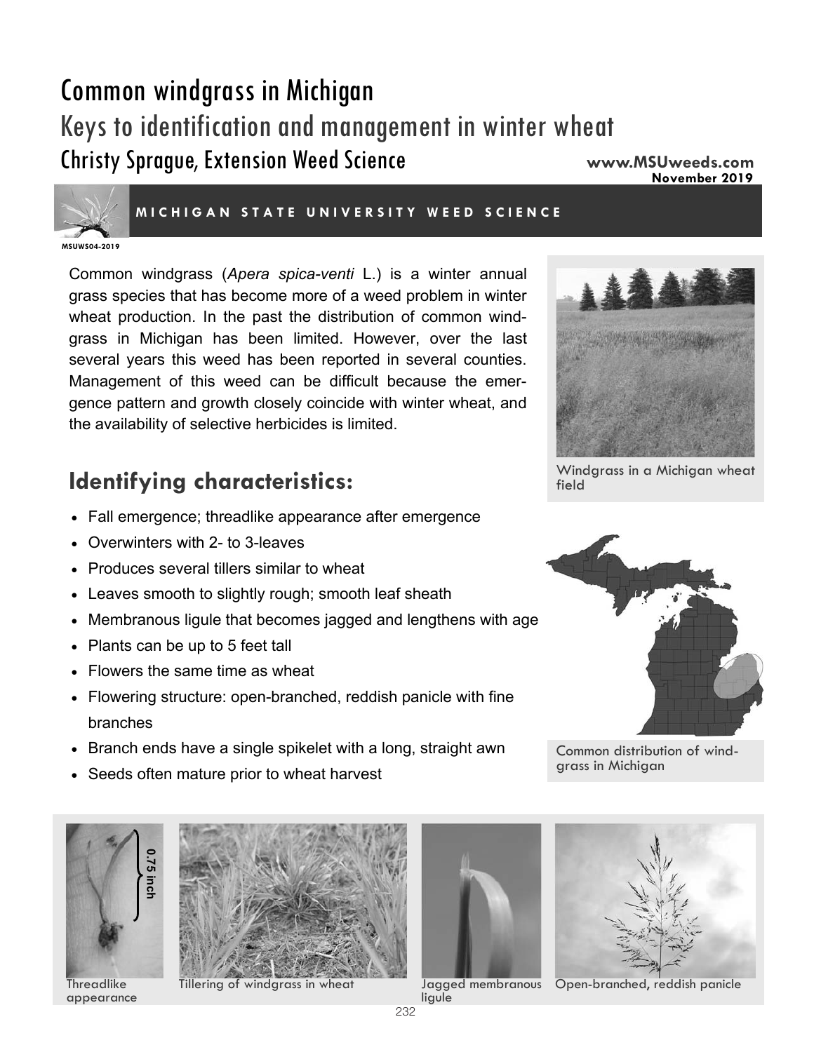# Common windgrass in Michigan

## Keys to identification and management in winter wheat

### Christy Sprague, Extension Weed Science

**www.MSUweeds.com**
**November 2019**

**MICHIGAN STATE UNIVERSITY WEED SCIENCE**

MSUWS04-2019

Common windgrass (*Apera spica-venti* L.) is a winter annual grass species that has become more of a weed problem in winter wheat production. In the past the distribution of common windgrass in Michigan has been limited. However, over the last several years this weed has been reported in several counties. Management of this weed can be difficult because the emergence pattern and growth closely coincide with winter wheat, and the availability of selective herbicides is limited.

Windgrass in a Michigan wheat field

## Identifying characteristics:

- Fall emergence; threadlike appearance after emergence
- Overwinters with 2- to 3-leaves
- Produces several tillers similar to wheat
- Leaves smooth to slightly rough; smooth leaf sheath
- Membranous ligule that becomes jagged and lengthens with age
- Plants can be up to 5 feet tall
- Flowers the same time as wheat
- Flowering structure: open-branched, reddish panicle with fine branches
- Branch ends have a single spikelet with a long, straight awn
- Seeds often mature prior to wheat harvest

Common distribution of windgrass in Michigan

0.75 inch

Threadlike appearance

Tillering of windgrass in wheat

Jagged membranous ligule

Open-branched, reddish panicle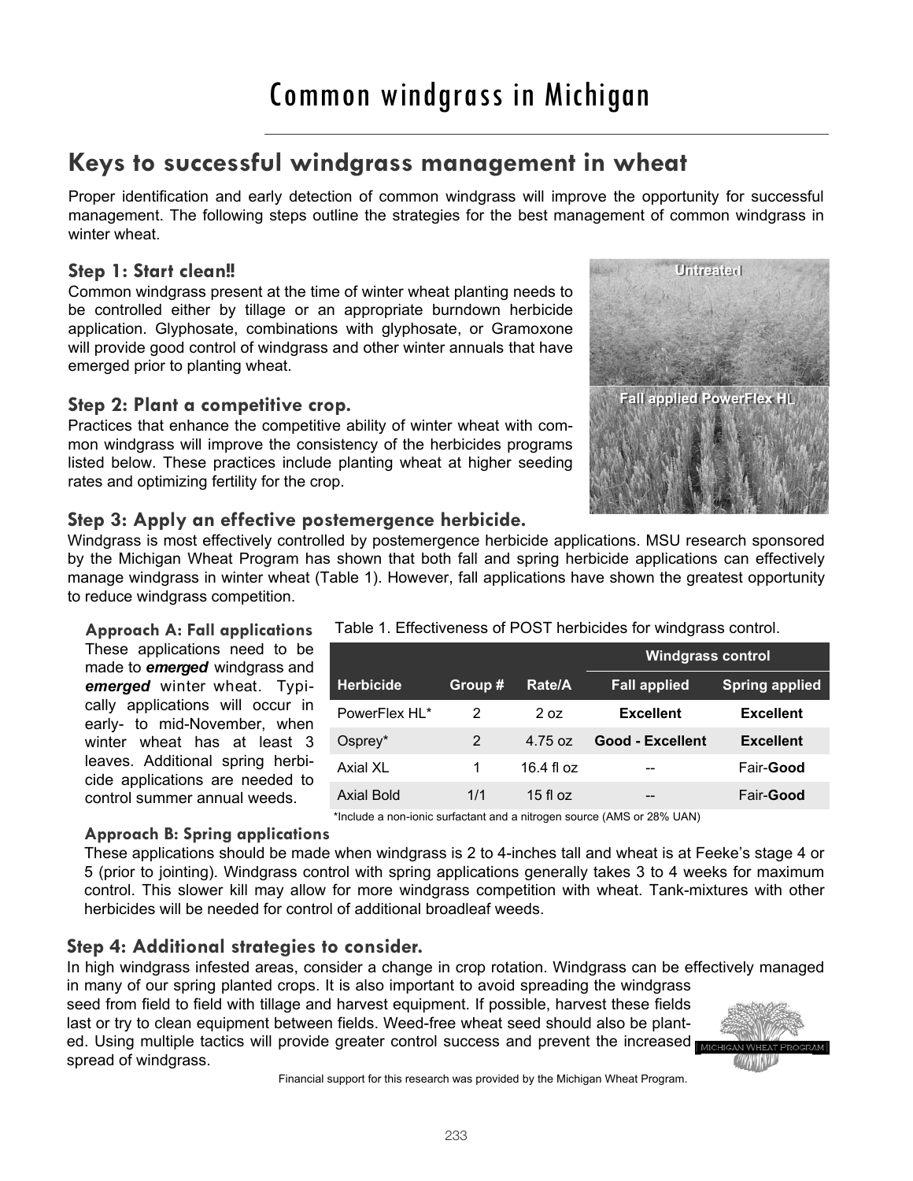# Common windgrass in Michigan

## Keys to successful windgrass management in wheat

Proper identification and early detection of common windgrass will improve the opportunity for successful management. The following steps outline the strategies for the best management of common windgrass in winter wheat.

### Step 1: Start clean!!

Common windgrass present at the time of winter wheat planting needs to be controlled either by tillage or an appropriate burndown herbicide application. Glyphosate, combinations with glyphosate, or Gramoxone will provide good control of windgrass and other winter annuals that have emerged prior to planting wheat.

Untreated

Fall applied PowerFlex HL

### Step 2: Plant a competitive crop.

Practices that enhance the competitive ability of winter wheat with common windgrass will improve the consistency of the herbicides programs listed below. These practices include planting wheat at higher seeding rates and optimizing fertility for the crop.

### Step 3: Apply an effective postemergence herbicide.

Windgrass is most effectively controlled by postemergence herbicide applications. MSU research sponsored by the Michigan Wheat Program has shown that both fall and spring herbicide applications can effectively manage windgrass in winter wheat (Table 1). However, fall applications have shown the greatest opportunity to reduce windgrass competition.

**Approach A: Fall applications**

These applications need to be made to ***emerged*** windgrass and ***emerged*** winter wheat. Typically applications will occur in early- to mid-November, when winter wheat has at least 3 leaves. Additional spring herbicide applications are needed to control summer annual weeds.

Table 1. Effectiveness of POST herbicides for windgrass control.

| | | | Windgrass control | |
|---|---|---|---|---|
| **Herbicide** | **Group #** | **Rate/A** | **Fall applied** | **Spring applied** |
| PowerFlex HL* | 2 | 2 oz | **Excellent** | **Excellent** |
| Osprey* | 2 | 4.75 oz | **Good - Excellent** | **Excellent** |
| Axial XL | 1 | 16.4 fl oz | -- | Fair-**Good** |
| Axial Bold | 1/1 | 15 fl oz | -- | Fair-**Good** |

*Include a non-ionic surfactant and a nitrogen source (AMS or 28% UAN)

**Approach B: Spring applications**

These applications should be made when windgrass is 2 to 4-inches tall and wheat is at Feeke's stage 4 or 5 (prior to jointing). Windgrass control with spring applications generally takes 3 to 4 weeks for maximum control. This slower kill may allow for more windgrass competition with wheat. Tank-mixtures with other herbicides will be needed for control of additional broadleaf weeds.

### Step 4: Additional strategies to consider.

In high windgrass infested areas, consider a change in crop rotation. Windgrass can be effectively managed in many of our spring planted crops. It is also important to avoid spreading the windgrass seed from field to field with tillage and harvest equipment. If possible, harvest these fields last or try to clean equipment between fields. Weed-free wheat seed should also be planted. Using multiple tactics will provide greater control success and prevent the increased spread of windgrass.

MICHIGAN WHEAT PROGRAM

Financial support for this research was provided by the Michigan Wheat Program.